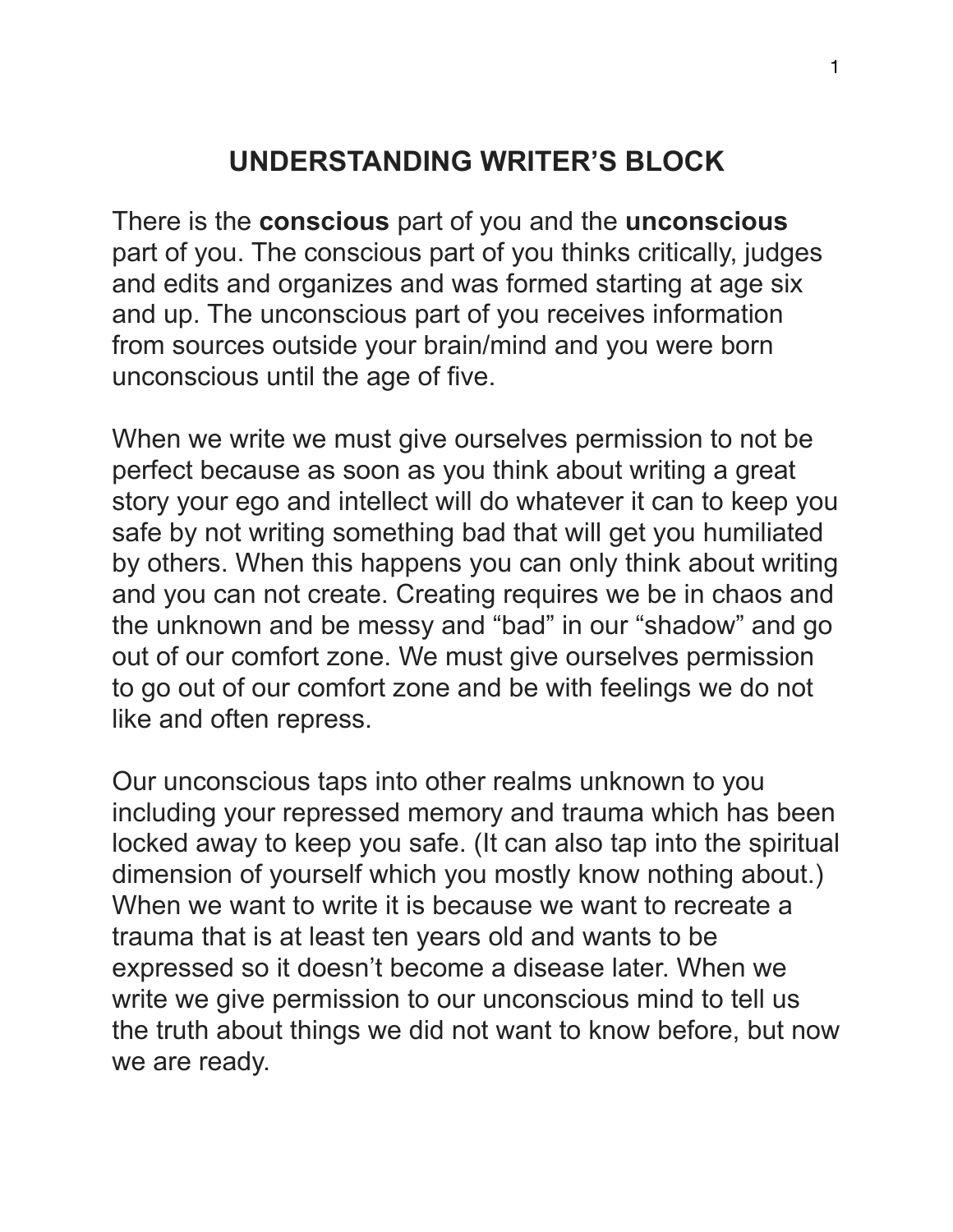# UNDERSTANDING WRITER'S BLOCK

There is the **conscious** part of you and the **unconscious** part of you. The conscious part of you thinks critically, judges and edits and organizes and was formed starting at age six and up. The unconscious part of you receives information from sources outside your brain/mind and you were born unconscious until the age of five.

When we write we must give ourselves permission to not be perfect because as soon as you think about writing a great story your ego and intellect will do whatever it can to keep you safe by not writing something bad that will get you humiliated by others. When this happens you can only think about writing and you can not create. Creating requires we be in chaos and the unknown and be messy and "bad" in our "shadow" and go out of our comfort zone. We must give ourselves permission to go out of our comfort zone and be with feelings we do not like and often repress.

Our unconscious taps into other realms unknown to you including your repressed memory and trauma which has been locked away to keep you safe. (It can also tap into the spiritual dimension of yourself which you mostly know nothing about.) When we want to write it is because we want to recreate a trauma that is at least ten years old and wants to be expressed so it doesn't become a disease later. When we write we give permission to our unconscious mind to tell us the truth about things we did not want to know before, but now we are ready.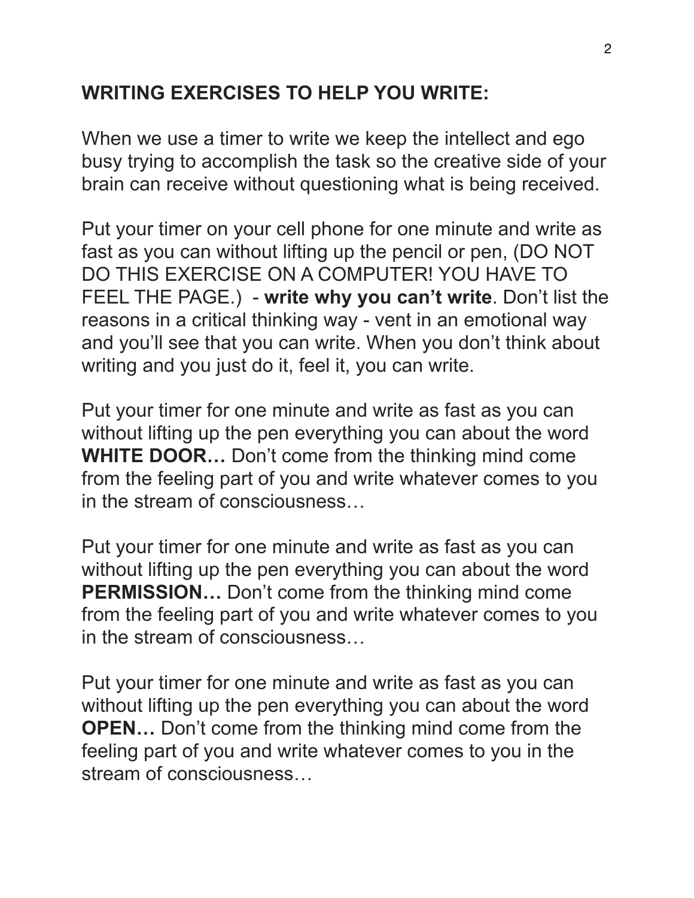## WRITING EXERCISES TO HELP YOU WRITE:

When we use a timer to write we keep the intellect and ego busy trying to accomplish the task so the creative side of your brain can receive without questioning what is being received.

Put your timer on your cell phone for one minute and write as fast as you can without lifting up the pencil or pen, (DO NOT DO THIS EXERCISE ON A COMPUTER! YOU HAVE TO FEEL THE PAGE.) - **write why you can't write**. Don't list the reasons in a critical thinking way - vent in an emotional way and you'll see that you can write. When you don't think about writing and you just do it, feel it, you can write.

Put your timer for one minute and write as fast as you can without lifting up the pen everything you can about the word **WHITE DOOR…** Don't come from the thinking mind come from the feeling part of you and write whatever comes to you in the stream of consciousness…

Put your timer for one minute and write as fast as you can without lifting up the pen everything you can about the word **PERMISSION…** Don't come from the thinking mind come from the feeling part of you and write whatever comes to you in the stream of consciousness…

Put your timer for one minute and write as fast as you can without lifting up the pen everything you can about the word **OPEN…** Don't come from the thinking mind come from the feeling part of you and write whatever comes to you in the stream of consciousness…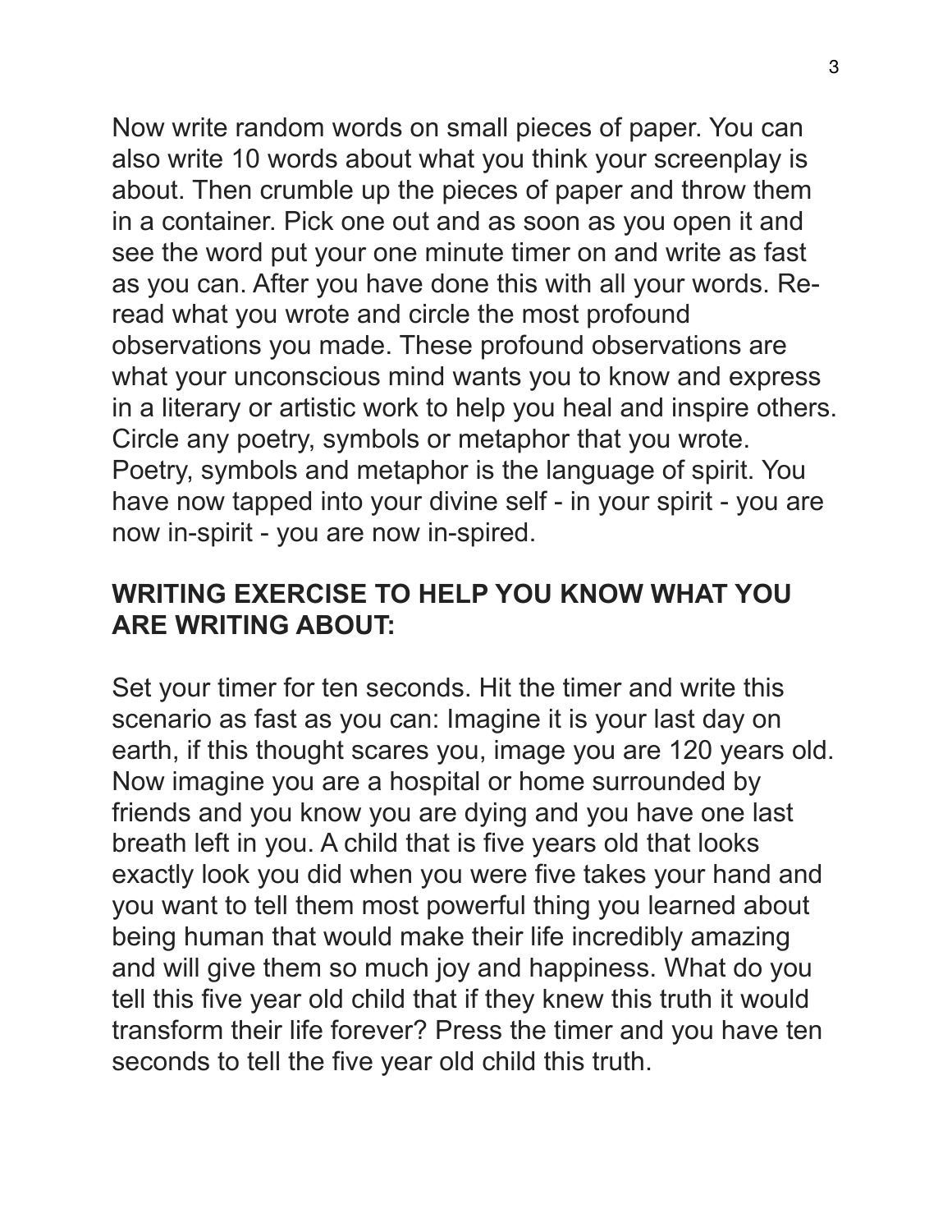Now write random words on small pieces of paper. You can also write 10 words about what you think your screenplay is about. Then crumble up the pieces of paper and throw them in a container. Pick one out and as soon as you open it and see the word put your one minute timer on and write as fast as you can. After you have done this with all your words. Re-read what you wrote and circle the most profound observations you made. These profound observations are what your unconscious mind wants you to know and express in a literary or artistic work to help you heal and inspire others. Circle any poetry, symbols or metaphor that you wrote. Poetry, symbols and metaphor is the language of spirit. You have now tapped into your divine self - in your spirit - you are now in-spirit - you are now in-spired.

## WRITING EXERCISE TO HELP YOU KNOW WHAT YOU ARE WRITING ABOUT:

Set your timer for ten seconds. Hit the timer and write this scenario as fast as you can: Imagine it is your last day on earth, if this thought scares you, image you are 120 years old. Now imagine you are a hospital or home surrounded by friends and you know you are dying and you have one last breath left in you. A child that is five years old that looks exactly look you did when you were five takes your hand and you want to tell them most powerful thing you learned about being human that would make their life incredibly amazing and will give them so much joy and happiness. What do you tell this five year old child that if they knew this truth it would transform their life forever? Press the timer and you have ten seconds to tell the five year old child this truth.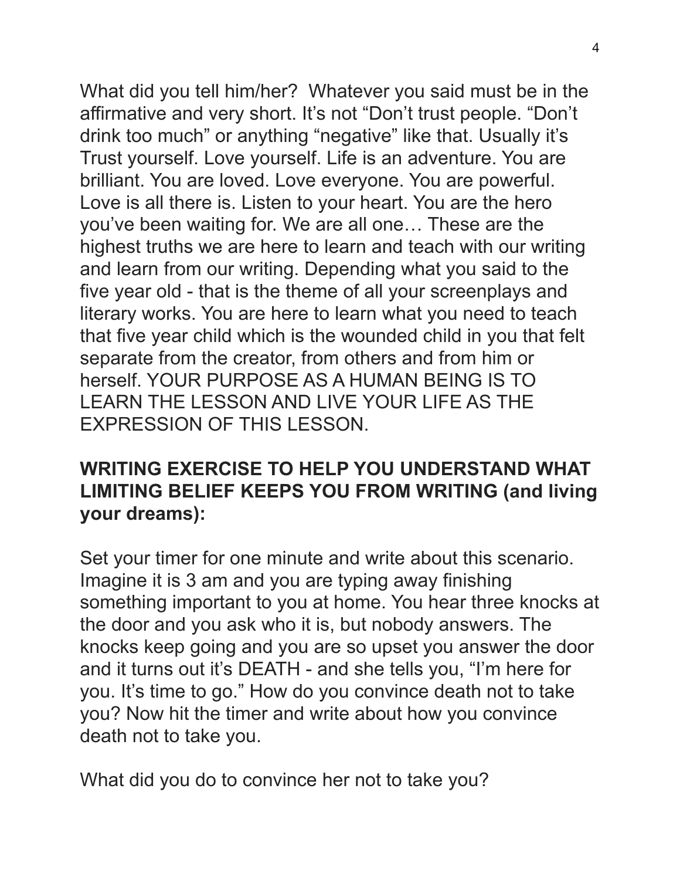What did you tell him/her? Whatever you said must be in the affirmative and very short. It's not "Don't trust people. "Don't drink too much" or anything "negative" like that. Usually it's Trust yourself. Love yourself. Life is an adventure. You are brilliant. You are loved. Love everyone. You are powerful. Love is all there is. Listen to your heart. You are the hero you've been waiting for. We are all one… These are the highest truths we are here to learn and teach with our writing and learn from our writing. Depending what you said to the five year old - that is the theme of all your screenplays and literary works. You are here to learn what you need to teach that five year child which is the wounded child in you that felt separate from the creator, from others and from him or herself. YOUR PURPOSE AS A HUMAN BEING IS TO LEARN THE LESSON AND LIVE YOUR LIFE AS THE EXPRESSION OF THIS LESSON.

**WRITING EXERCISE TO HELP YOU UNDERSTAND WHAT LIMITING BELIEF KEEPS YOU FROM WRITING (and living your dreams):**

Set your timer for one minute and write about this scenario. Imagine it is 3 am and you are typing away finishing something important to you at home. You hear three knocks at the door and you ask who it is, but nobody answers. The knocks keep going and you are so upset you answer the door and it turns out it's DEATH - and she tells you, "I'm here for you. It's time to go." How do you convince death not to take you? Now hit the timer and write about how you convince death not to take you.

What did you do to convince her not to take you?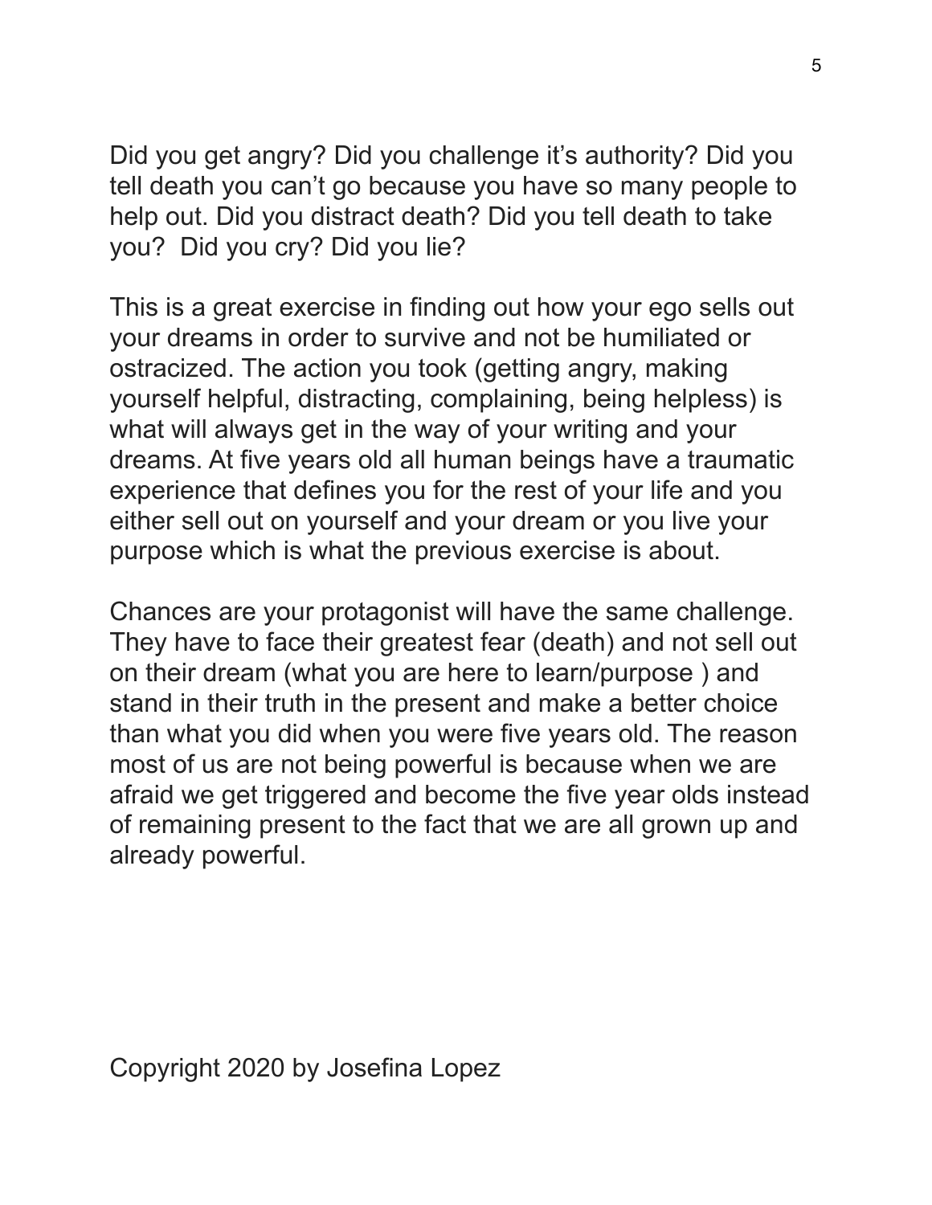Did you get angry? Did you challenge it's authority? Did you tell death you can't go because you have so many people to help out. Did you distract death? Did you tell death to take you? Did you cry? Did you lie?

This is a great exercise in finding out how your ego sells out your dreams in order to survive and not be humiliated or ostracized. The action you took (getting angry, making yourself helpful, distracting, complaining, being helpless) is what will always get in the way of your writing and your dreams. At five years old all human beings have a traumatic experience that defines you for the rest of your life and you either sell out on yourself and your dream or you live your purpose which is what the previous exercise is about.

Chances are your protagonist will have the same challenge. They have to face their greatest fear (death) and not sell out on their dream (what you are here to learn/purpose ) and stand in their truth in the present and make a better choice than what you did when you were five years old. The reason most of us are not being powerful is because when we are afraid we get triggered and become the five year olds instead of remaining present to the fact that we are all grown up and already powerful.

Copyright 2020 by Josefina Lopez